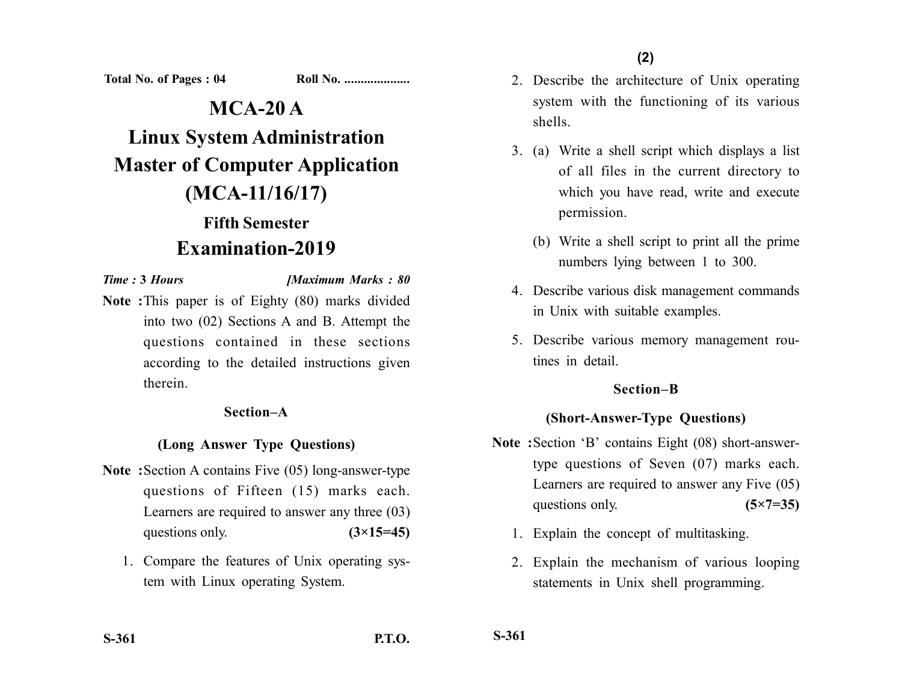Total No. of Pages : 04 Roll No. ...................

# MCA-20 A

# Linux System Administration

# Master of Computer Application (MCA-11/16/17)

## Fifth Semester

## Examination-2019

*Time : 3 Hours* *[Maximum Marks : 80*

**Note :** This paper is of Eighty (80) marks divided into two (02) Sections A and B. Attempt the questions contained in these sections according to the detailed instructions given therein.

### Section–A

### (Long Answer Type Questions)

**Note :** Section A contains Five (05) long-answer-type questions of Fifteen (15) marks each. Learners are required to answer any three (03) questions only. **(3×15=45)**

1. Compare the features of Unix operating system with Linux operating System.

2. Describe the architecture of Unix operating system with the functioning of its various shells.

3. (a) Write a shell script which displays a list of all files in the current directory to which you have read, write and execute permission.

   (b) Write a shell script to print all the prime numbers lying between 1 to 300.

4. Describe various disk management commands in Unix with suitable examples.

5. Describe various memory management routines in detail.

### Section–B

### (Short-Answer-Type Questions)

**Note :** Section 'B' contains Eight (08) short-answer-type questions of Seven (07) marks each. Learners are required to answer any Five (05) questions only. **(5×7=35)**

1. Explain the concept of multitasking.

2. Explain the mechanism of various looping statements in Unix shell programming.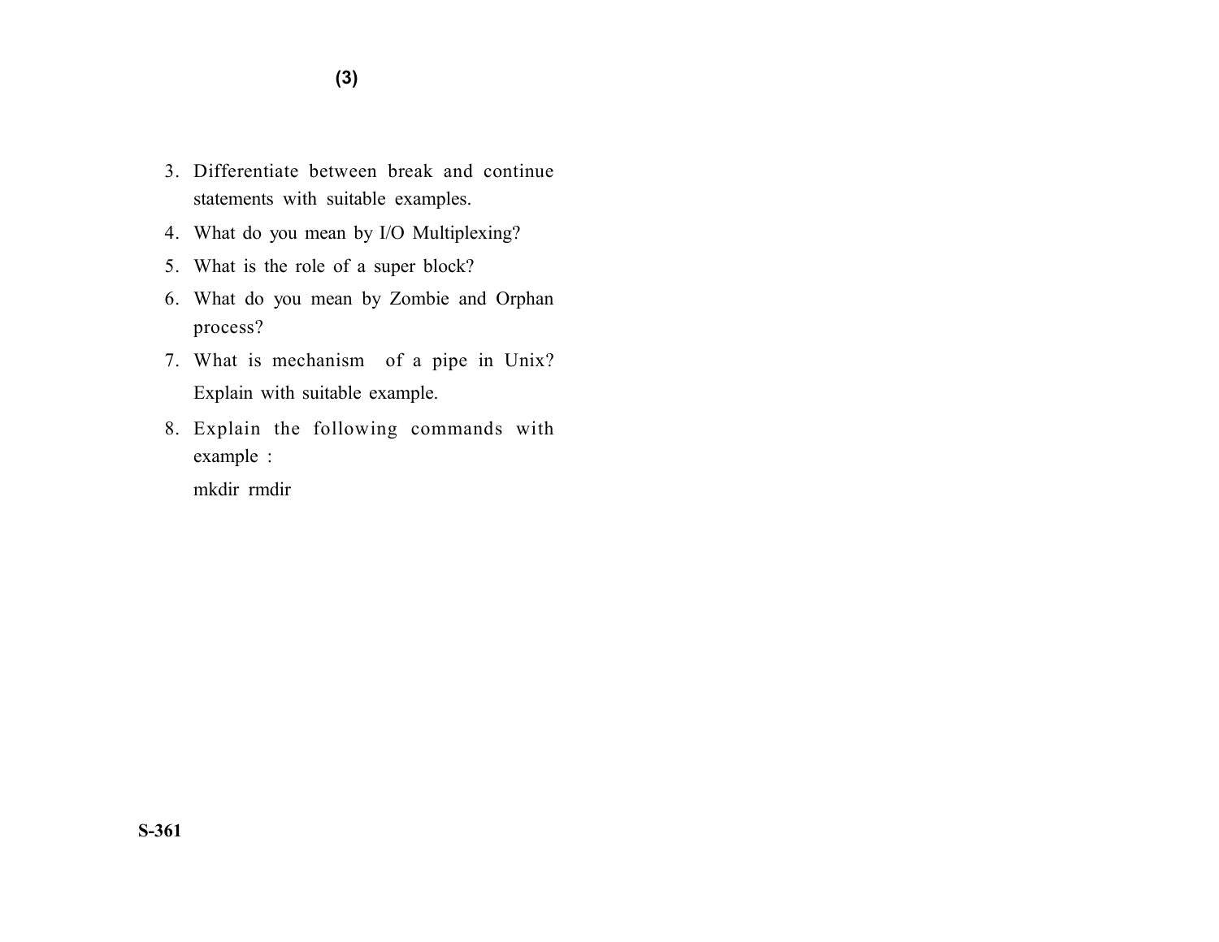3. Differentiate between break and continue statements with suitable examples.
4. What do you mean by I/O Multiplexing?
5. What is the role of a super block?
6. What do you mean by Zombie and Orphan process?
7. What is mechanism of a pipe in Unix? Explain with suitable example.
8. Explain the following commands with example :

   mkdir rmdir

S-361